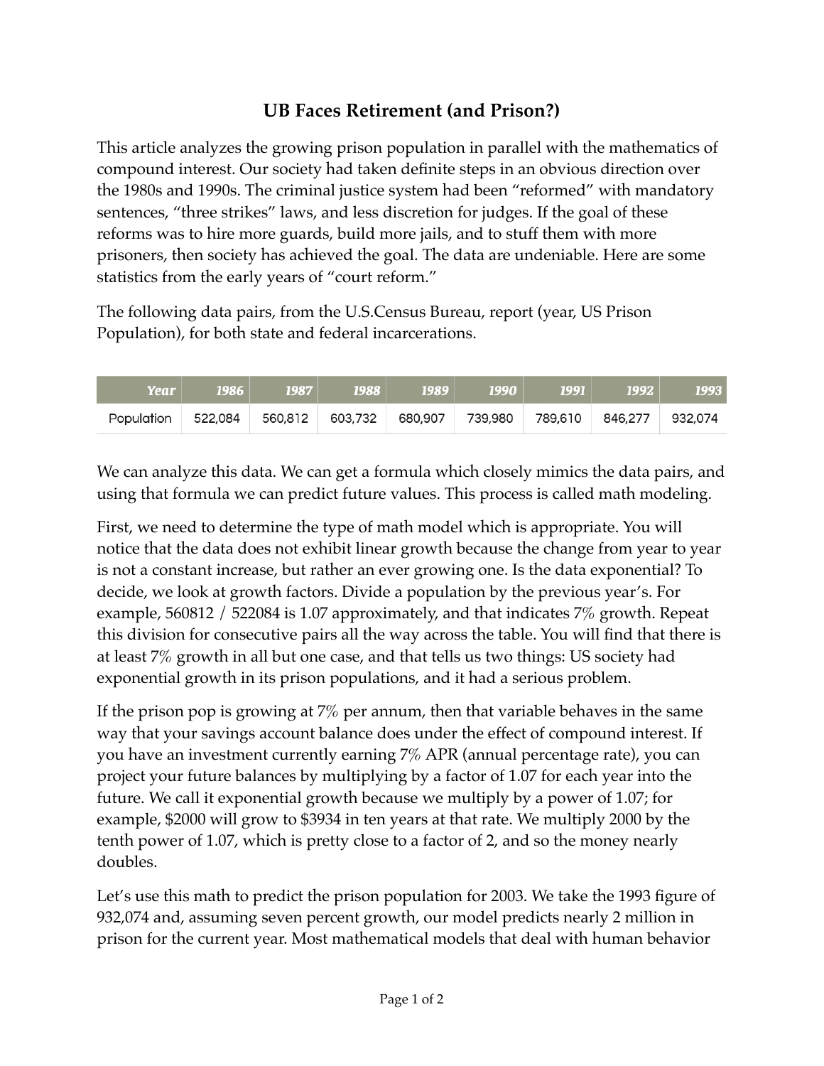# UB Faces Retirement (and Prison?)

This article analyzes the growing prison population in parallel with the mathematics of compound interest. Our society had taken definite steps in an obvious direction over the 1980s and 1990s. The criminal justice system had been "reformed" with mandatory sentences, "three strikes" laws, and less discretion for judges. If the goal of these reforms was to hire more guards, build more jails, and to stuff them with more prisoners, then society has achieved the goal. The data are undeniable. Here are some statistics from the early years of "court reform."

The following data pairs, from the U.S.Census Bureau, report (year, US Prison Population), for both state and federal incarcerations.

| Year | 1986 | 1987 | 1988 | 1989 | 1990 | 1991 | 1992 | 1993 |
|---|---|---|---|---|---|---|---|---|
| Population | 522,084 | 560,812 | 603,732 | 680,907 | 739,980 | 789,610 | 846,277 | 932,074 |

We can analyze this data. We can get a formula which closely mimics the data pairs, and using that formula we can predict future values. This process is called math modeling.

First, we need to determine the type of math model which is appropriate. You will notice that the data does not exhibit linear growth because the change from year to year is not a constant increase, but rather an ever growing one. Is the data exponential? To decide, we look at growth factors. Divide a population by the previous year's. For example, 560812 / 522084 is 1.07 approximately, and that indicates 7% growth. Repeat this division for consecutive pairs all the way across the table. You will find that there is at least 7% growth in all but one case, and that tells us two things: US society had exponential growth in its prison populations, and it had a serious problem.

If the prison pop is growing at 7% per annum, then that variable behaves in the same way that your savings account balance does under the effect of compound interest. If you have an investment currently earning 7% APR (annual percentage rate), you can project your future balances by multiplying by a factor of 1.07 for each year into the future. We call it exponential growth because we multiply by a power of 1.07; for example, $2000 will grow to $3934 in ten years at that rate. We multiply 2000 by the tenth power of 1.07, which is pretty close to a factor of 2, and so the money nearly doubles.

Let's use this math to predict the prison population for 2003. We take the 1993 figure of 932,074 and, assuming seven percent growth, our model predicts nearly 2 million in prison for the current year. Most mathematical models that deal with human behavior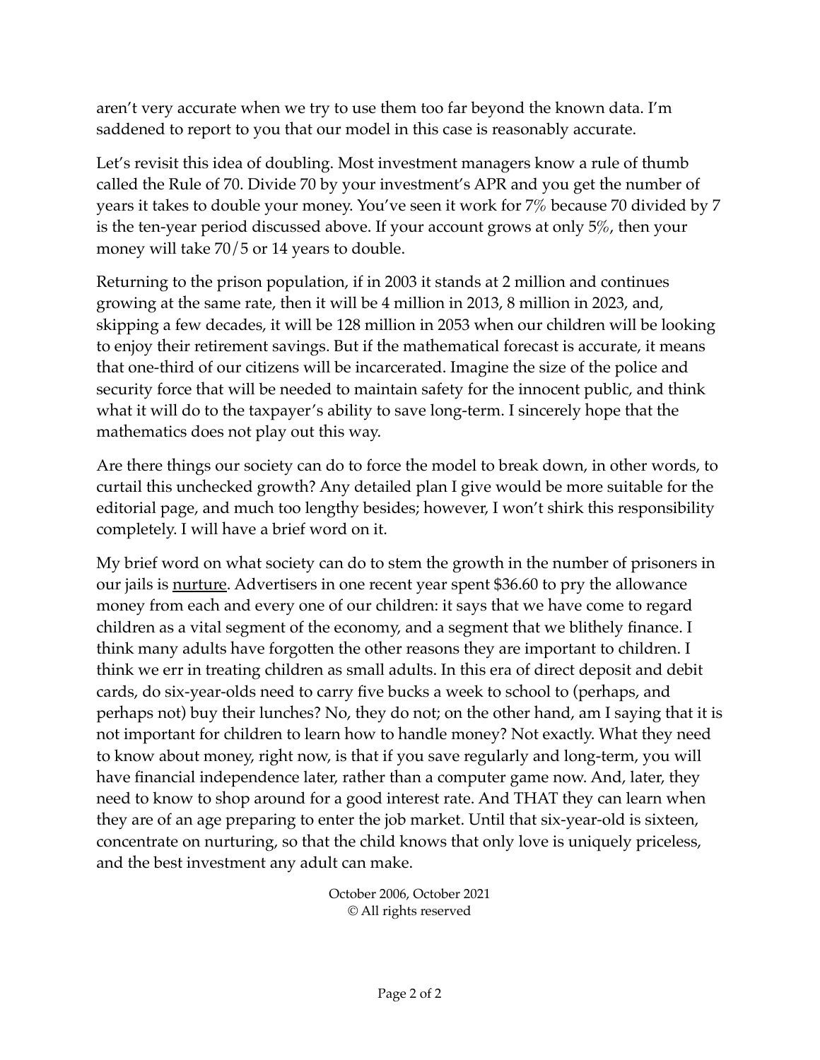aren't very accurate when we try to use them too far beyond the known data. I'm saddened to report to you that our model in this case is reasonably accurate.

Let's revisit this idea of doubling. Most investment managers know a rule of thumb called the Rule of 70. Divide 70 by your investment's APR and you get the number of years it takes to double your money. You've seen it work for 7% because 70 divided by 7 is the ten-year period discussed above. If your account grows at only 5%, then your money will take 70/5 or 14 years to double.

Returning to the prison population, if in 2003 it stands at 2 million and continues growing at the same rate, then it will be 4 million in 2013, 8 million in 2023, and, skipping a few decades, it will be 128 million in 2053 when our children will be looking to enjoy their retirement savings. But if the mathematical forecast is accurate, it means that one-third of our citizens will be incarcerated. Imagine the size of the police and security force that will be needed to maintain safety for the innocent public, and think what it will do to the taxpayer's ability to save long-term. I sincerely hope that the mathematics does not play out this way.

Are there things our society can do to force the model to break down, in other words, to curtail this unchecked growth? Any detailed plan I give would be more suitable for the editorial page, and much too lengthy besides; however, I won't shirk this responsibility completely. I will have a brief word on it.

My brief word on what society can do to stem the growth in the number of prisoners in our jails is <u>nurture</u>. Advertisers in one recent year spent $36.60 to pry the allowance money from each and every one of our children: it says that we have come to regard children as a vital segment of the economy, and a segment that we blithely finance. I think many adults have forgotten the other reasons they are important to children. I think we err in treating children as small adults. In this era of direct deposit and debit cards, do six-year-olds need to carry five bucks a week to school to (perhaps, and perhaps not) buy their lunches? No, they do not; on the other hand, am I saying that it is not important for children to learn how to handle money? Not exactly. What they need to know about money, right now, is that if you save regularly and long-term, you will have financial independence later, rather than a computer game now. And, later, they need to know to shop around for a good interest rate. And THAT they can learn when they are of an age preparing to enter the job market. Until that six-year-old is sixteen, concentrate on nurturing, so that the child knows that only love is uniquely priceless, and the best investment any adult can make.

October 2006, October 2021
© All rights reserved